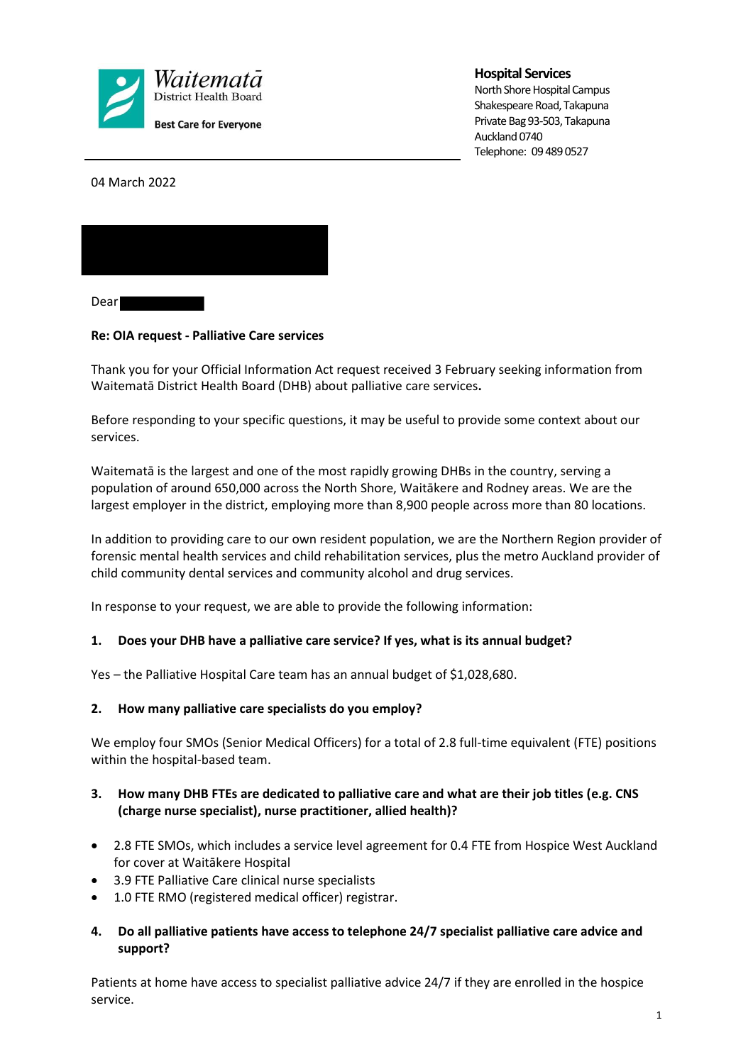**Waitematā District Health Board**
**Best Care for Everyone**

**Hospital Services**
North Shore Hospital Campus
Shakespeare Road, Takapuna
Private Bag 93-503, Takapuna
Auckland 0740
Telephone: 09 489 0527

04 March 2022

Dear

**Re: OIA request - Palliative Care services**

Thank you for your Official Information Act request received 3 February seeking information from Waitematā District Health Board (DHB) about palliative care services**.**

Before responding to your specific questions, it may be useful to provide some context about our services.

Waitematā is the largest and one of the most rapidly growing DHBs in the country, serving a population of around 650,000 across the North Shore, Waitākere and Rodney areas. We are the largest employer in the district, employing more than 8,900 people across more than 80 locations.

In addition to providing care to our own resident population, we are the Northern Region provider of forensic mental health services and child rehabilitation services, plus the metro Auckland provider of child community dental services and community alcohol and drug services.

In response to your request, we are able to provide the following information:

**1. Does your DHB have a palliative care service? If yes, what is its annual budget?**

Yes – the Palliative Hospital Care team has an annual budget of $1,028,680.

**2. How many palliative care specialists do you employ?**

We employ four SMOs (Senior Medical Officers) for a total of 2.8 full-time equivalent (FTE) positions within the hospital-based team.

**3. How many DHB FTEs are dedicated to palliative care and what are their job titles (e.g. CNS (charge nurse specialist), nurse practitioner, allied health)?**

- 2.8 FTE SMOs, which includes a service level agreement for 0.4 FTE from Hospice West Auckland for cover at Waitākere Hospital
- 3.9 FTE Palliative Care clinical nurse specialists
- 1.0 FTE RMO (registered medical officer) registrar.

**4. Do all palliative patients have access to telephone 24/7 specialist palliative care advice and support?**

Patients at home have access to specialist palliative advice 24/7 if they are enrolled in the hospice service.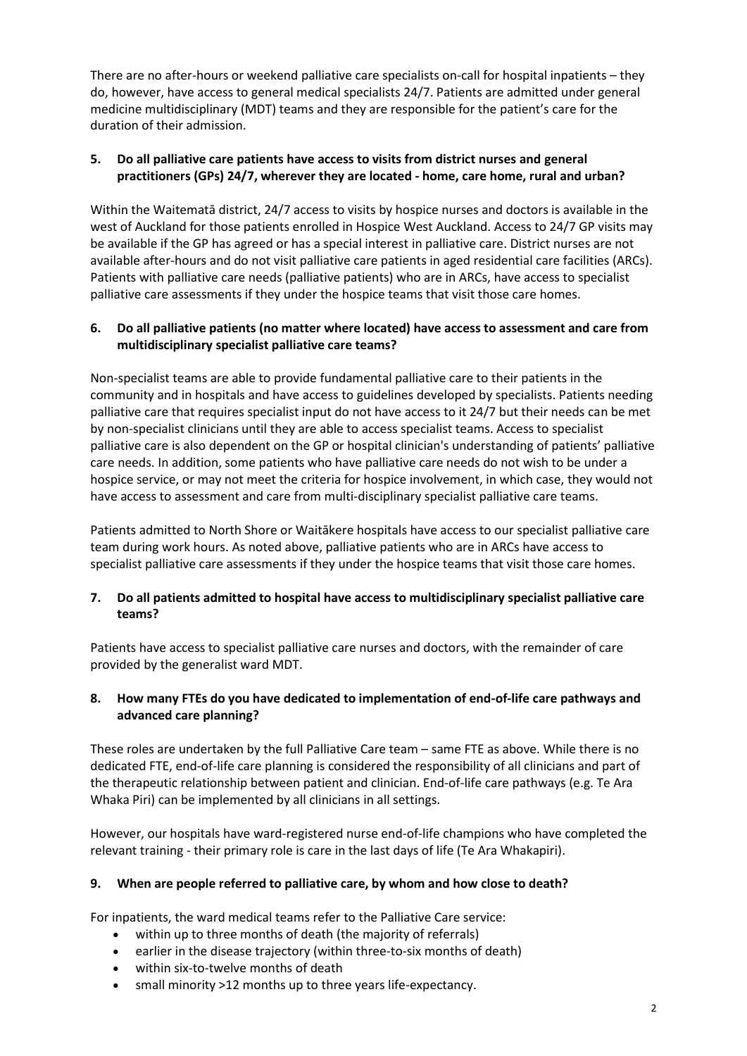There are no after-hours or weekend palliative care specialists on-call for hospital inpatients – they do, however, have access to general medical specialists 24/7. Patients are admitted under general medicine multidisciplinary (MDT) teams and they are responsible for the patient's care for the duration of their admission.

**5. Do all palliative care patients have access to visits from district nurses and general practitioners (GPs) 24/7, wherever they are located - home, care home, rural and urban?**

Within the Waitematā district, 24/7 access to visits by hospice nurses and doctors is available in the west of Auckland for those patients enrolled in Hospice West Auckland. Access to 24/7 GP visits may be available if the GP has agreed or has a special interest in palliative care. District nurses are not available after-hours and do not visit palliative care patients in aged residential care facilities (ARCs). Patients with palliative care needs (palliative patients) who are in ARCs, have access to specialist palliative care assessments if they under the hospice teams that visit those care homes.

**6. Do all palliative patients (no matter where located) have access to assessment and care from multidisciplinary specialist palliative care teams?**

Non-specialist teams are able to provide fundamental palliative care to their patients in the community and in hospitals and have access to guidelines developed by specialists. Patients needing palliative care that requires specialist input do not have access to it 24/7 but their needs can be met by non-specialist clinicians until they are able to access specialist teams. Access to specialist palliative care is also dependent on the GP or hospital clinician's understanding of patients' palliative care needs. In addition, some patients who have palliative care needs do not wish to be under a hospice service, or may not meet the criteria for hospice involvement, in which case, they would not have access to assessment and care from multi-disciplinary specialist palliative care teams.

Patients admitted to North Shore or Waitākere hospitals have access to our specialist palliative care team during work hours. As noted above, palliative patients who are in ARCs have access to specialist palliative care assessments if they under the hospice teams that visit those care homes.

**7. Do all patients admitted to hospital have access to multidisciplinary specialist palliative care teams?**

Patients have access to specialist palliative care nurses and doctors, with the remainder of care provided by the generalist ward MDT.

**8. How many FTEs do you have dedicated to implementation of end-of-life care pathways and advanced care planning?**

These roles are undertaken by the full Palliative Care team – same FTE as above. While there is no dedicated FTE, end-of-life care planning is considered the responsibility of all clinicians and part of the therapeutic relationship between patient and clinician. End-of-life care pathways (e.g. Te Ara Whaka Piri) can be implemented by all clinicians in all settings.

However, our hospitals have ward-registered nurse end-of-life champions who have completed the relevant training - their primary role is care in the last days of life (Te Ara Whakapiri).

**9. When are people referred to palliative care, by whom and how close to death?**

For inpatients, the ward medical teams refer to the Palliative Care service:

- within up to three months of death (the majority of referrals)
- earlier in the disease trajectory (within three-to-six months of death)
- within six-to-twelve months of death
- small minority >12 months up to three years life-expectancy.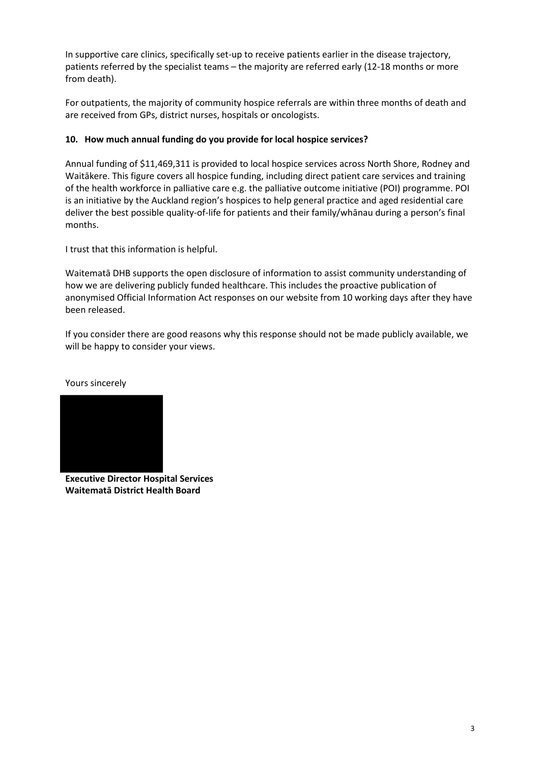In supportive care clinics, specifically set-up to receive patients earlier in the disease trajectory, patients referred by the specialist teams – the majority are referred early (12-18 months or more from death).

For outpatients, the majority of community hospice referrals are within three months of death and are received from GPs, district nurses, hospitals or oncologists.

**10. How much annual funding do you provide for local hospice services?**

Annual funding of $11,469,311 is provided to local hospice services across North Shore, Rodney and Waitākere. This figure covers all hospice funding, including direct patient care services and training of the health workforce in palliative care e.g. the palliative outcome initiative (POI) programme. POI is an initiative by the Auckland region's hospices to help general practice and aged residential care deliver the best possible quality-of-life for patients and their family/whānau during a person's final months.

I trust that this information is helpful.

Waitematā DHB supports the open disclosure of information to assist community understanding of how we are delivering publicly funded healthcare. This includes the proactive publication of anonymised Official Information Act responses on our website from 10 working days after they have been released.

If you consider there are good reasons why this response should not be made publicly available, we will be happy to consider your views.

Yours sincerely

**Executive Director Hospital Services**
**Waitematā District Health Board**